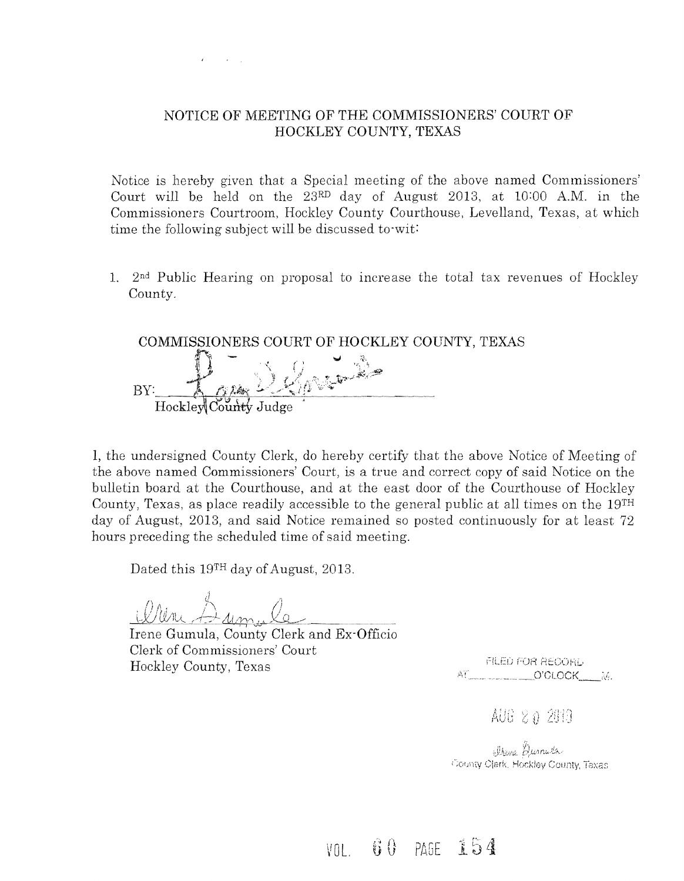# NOTICE OF MEETING OF THE COMMISSIONERS' COURT OF HOCKLEY COUNTY, TEXAS

Notice is hereby given that a Special meeting of the above named Commissioners' Court will be held on the 23RD day of August 2013, at 10:00 A.M. in the Commissioners Courtroom, Hockley County Courthouse, Levelland, Texas, at which time the following subject will be discussed to-wit:

1. 2nd Public Hearing on proposal to increase the total tax revenues of Hockley County.

COMMISSIONERS COURT OF HOCKLEY COUNTY, TEXAS

BY: ______________________
Hockley County Judge

I, the undersigned County Clerk, do hereby certify that the above Notice of Meeting of the above named Commissioners' Court, is a true and correct copy of said Notice on the bulletin board at the Courthouse, and at the east door of the Courthouse of Hockley County, Texas, as place readily accessible to the general public at all times on the 19TH day of August, 2013, and said Notice remained so posted continuously for at least 72 hours preceding the scheduled time of said meeting.

Dated this 19TH day of August, 2013.

______________________
Irene Gumula, County Clerk and Ex-Officio
Clerk of Commissioners' Court
Hockley County, Texas

FILED FOR RECORD
AT ________ O'CLOCK ____ M.

AUG 20 2013

Irene Gumula
County Clerk, Hockley County, Texas

VOL. 60 PAGE 154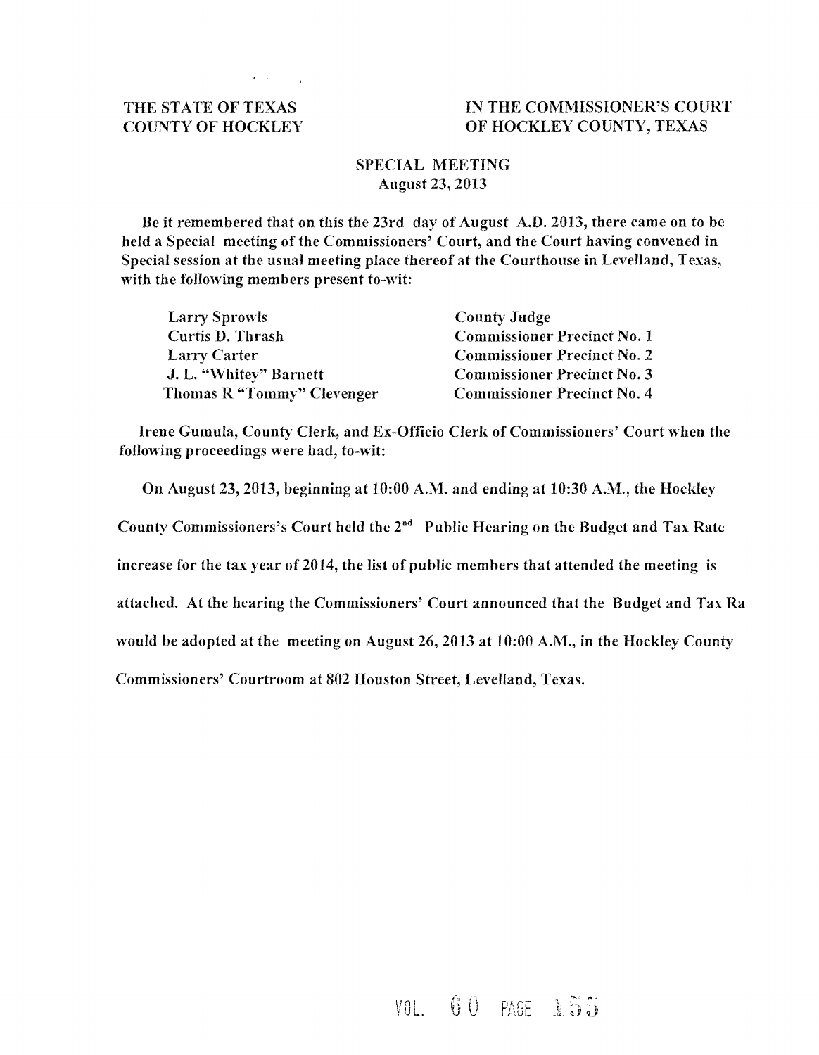THE STATE OF TEXAS
COUNTY OF HOCKLEY

IN THE COMMISSIONER'S COURT
OF HOCKLEY COUNTY, TEXAS

SPECIAL MEETING
August 23, 2013

Be it remembered that on this the 23rd day of August A.D. 2013, there came on to be held a Special meeting of the Commissioners' Court, and the Court having convened in Special session at the usual meeting place thereof at the Courthouse in Levelland, Texas, with the following members present to-wit:

| | |
|---|---|
| Larry Sprowls | County Judge |
| Curtis D. Thrash | Commissioner Precinct No. 1 |
| Larry Carter | Commissioner Precinct No. 2 |
| J. L. "Whitey" Barnett | Commissioner Precinct No. 3 |
| Thomas R "Tommy" Clevenger | Commissioner Precinct No. 4 |

Irene Gumula, County Clerk, and Ex-Officio Clerk of Commissioners' Court when the following proceedings were had, to-wit:

On August 23, 2013, beginning at 10:00 A.M. and ending at 10:30 A.M., the Hockley County Commissioners's Court held the 2nd Public Hearing on the Budget and Tax Rate increase for the tax year of 2014, the list of public members that attended the meeting is attached. At the hearing the Commissioners' Court announced that the Budget and Tax Ra would be adopted at the meeting on August 26, 2013 at 10:00 A.M., in the Hockley County Commissioners' Courtroom at 802 Houston Street, Levelland, Texas.

VOL. 60 PAGE 155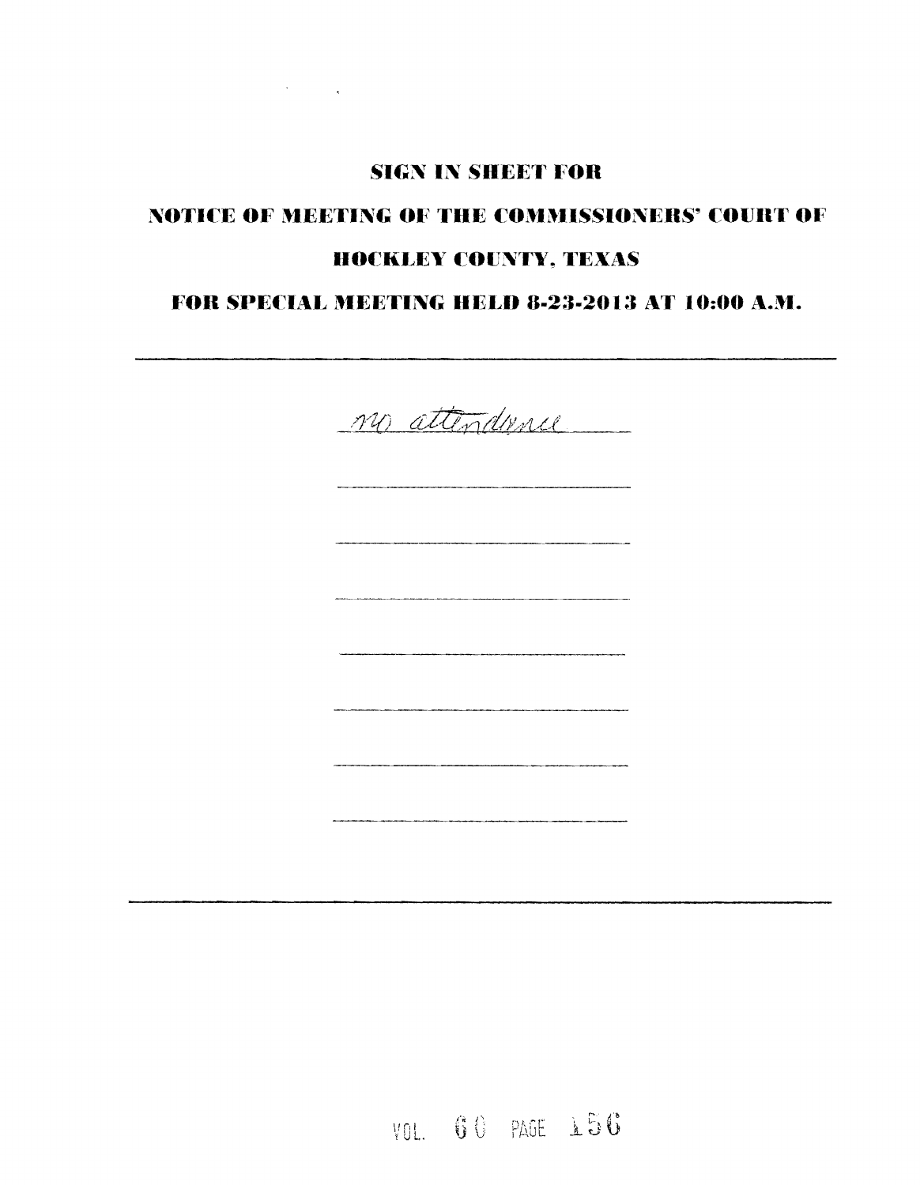# SIGN IN SHEET FOR

# NOTICE OF MEETING OF THE COMMISSIONERS' COURT OF

# HOCKLEY COUNTY, TEXAS

# FOR SPECIAL MEETING HELD 8-23-2013 AT 10:00 A.M.

---

no attendance

---

VOL. 60 PAGE 156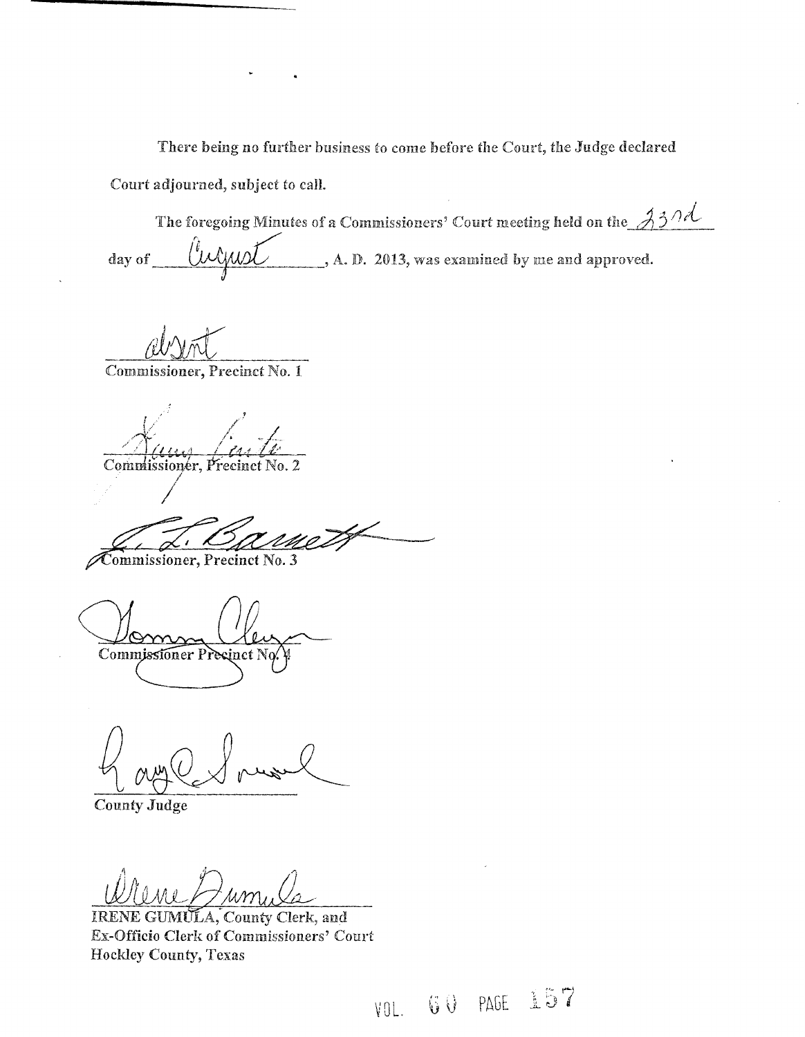There being no further business to come before the Court, the Judge declared Court adjourned, subject to call.

The foregoing Minutes of a Commissioners' Court meeting held on the 23rd day of August, A. D. 2013, was examined by me and approved.

absent
Commissioner, Precinct No. 1

Commissioner, Precinct No. 2

Commissioner, Precinct No. 3

Commissioner Precinct No. 4

County Judge

IRENE GUMULA, County Clerk, and
Ex-Officio Clerk of Commissioners' Court
Hockley County, Texas

VOL. 60 PAGE 157